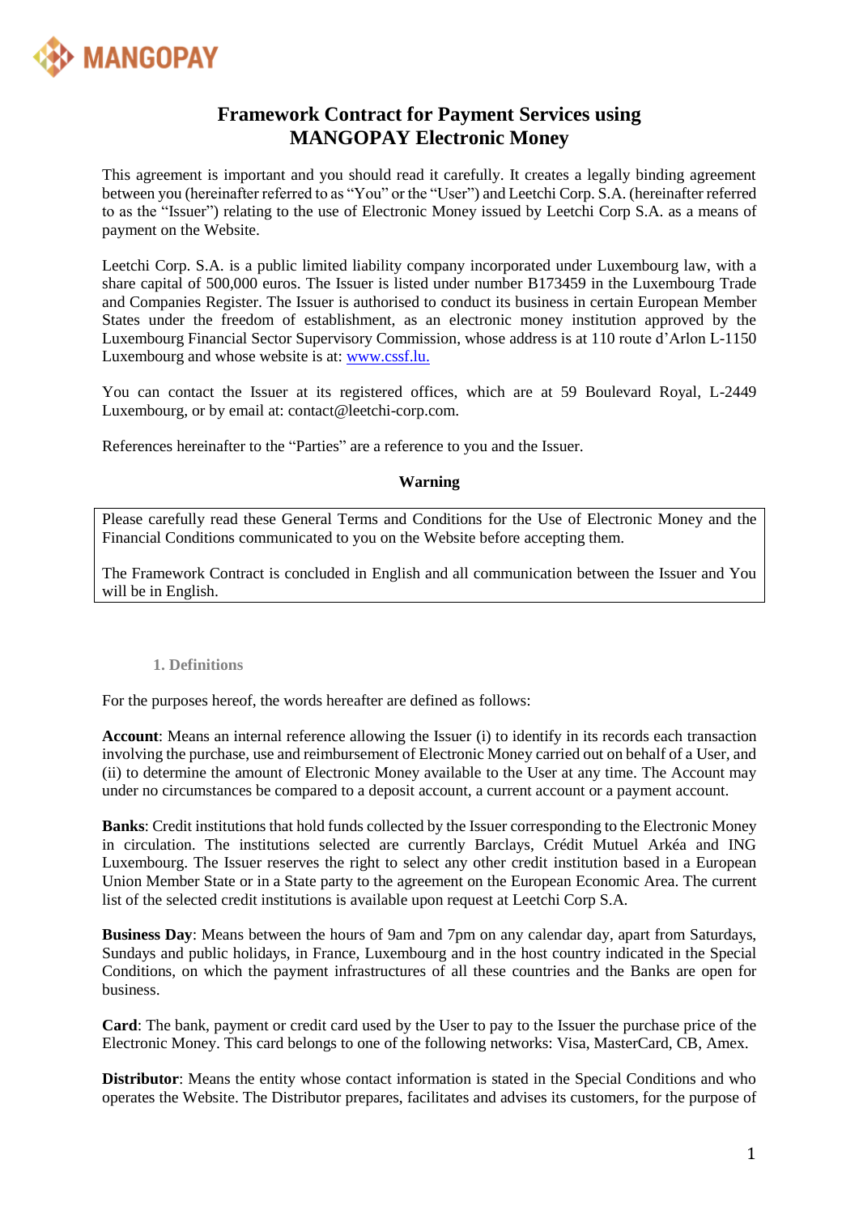MANGOPAY

# Framework Contract for Payment Services using MANGOPAY Electronic Money

This agreement is important and you should read it carefully. It creates a legally binding agreement between you (hereinafter referred to as "You" or the "User") and Leetchi Corp. S.A. (hereinafter referred to as the "Issuer") relating to the use of Electronic Money issued by Leetchi Corp S.A. as a means of payment on the Website.

Leetchi Corp. S.A. is a public limited liability company incorporated under Luxembourg law, with a share capital of 500,000 euros. The Issuer is listed under number B173459 in the Luxembourg Trade and Companies Register. The Issuer is authorised to conduct its business in certain European Member States under the freedom of establishment, as an electronic money institution approved by the Luxembourg Financial Sector Supervisory Commission, whose address is at 110 route d'Arlon L-1150 Luxembourg and whose website is at: www.cssf.lu.

You can contact the Issuer at its registered offices, which are at 59 Boulevard Royal, L-2449 Luxembourg, or by email at: contact@leetchi-corp.com.

References hereinafter to the "Parties" are a reference to you and the Issuer.

**Warning**

> Please carefully read these General Terms and Conditions for the Use of Electronic Money and the Financial Conditions communicated to you on the Website before accepting them.
>
> The Framework Contract is concluded in English and all communication between the Issuer and You will be in English.

## 1. Definitions

For the purposes hereof, the words hereafter are defined as follows:

**Account**: Means an internal reference allowing the Issuer (i) to identify in its records each transaction involving the purchase, use and reimbursement of Electronic Money carried out on behalf of a User, and (ii) to determine the amount of Electronic Money available to the User at any time. The Account may under no circumstances be compared to a deposit account, a current account or a payment account.

**Banks**: Credit institutions that hold funds collected by the Issuer corresponding to the Electronic Money in circulation. The institutions selected are currently Barclays, Crédit Mutuel Arkéa and ING Luxembourg. The Issuer reserves the right to select any other credit institution based in a European Union Member State or in a State party to the agreement on the European Economic Area. The current list of the selected credit institutions is available upon request at Leetchi Corp S.A.

**Business Day**: Means between the hours of 9am and 7pm on any calendar day, apart from Saturdays, Sundays and public holidays, in France, Luxembourg and in the host country indicated in the Special Conditions, on which the payment infrastructures of all these countries and the Banks are open for business.

**Card**: The bank, payment or credit card used by the User to pay to the Issuer the purchase price of the Electronic Money. This card belongs to one of the following networks: Visa, MasterCard, CB, Amex.

**Distributor**: Means the entity whose contact information is stated in the Special Conditions and who operates the Website. The Distributor prepares, facilitates and advises its customers, for the purpose of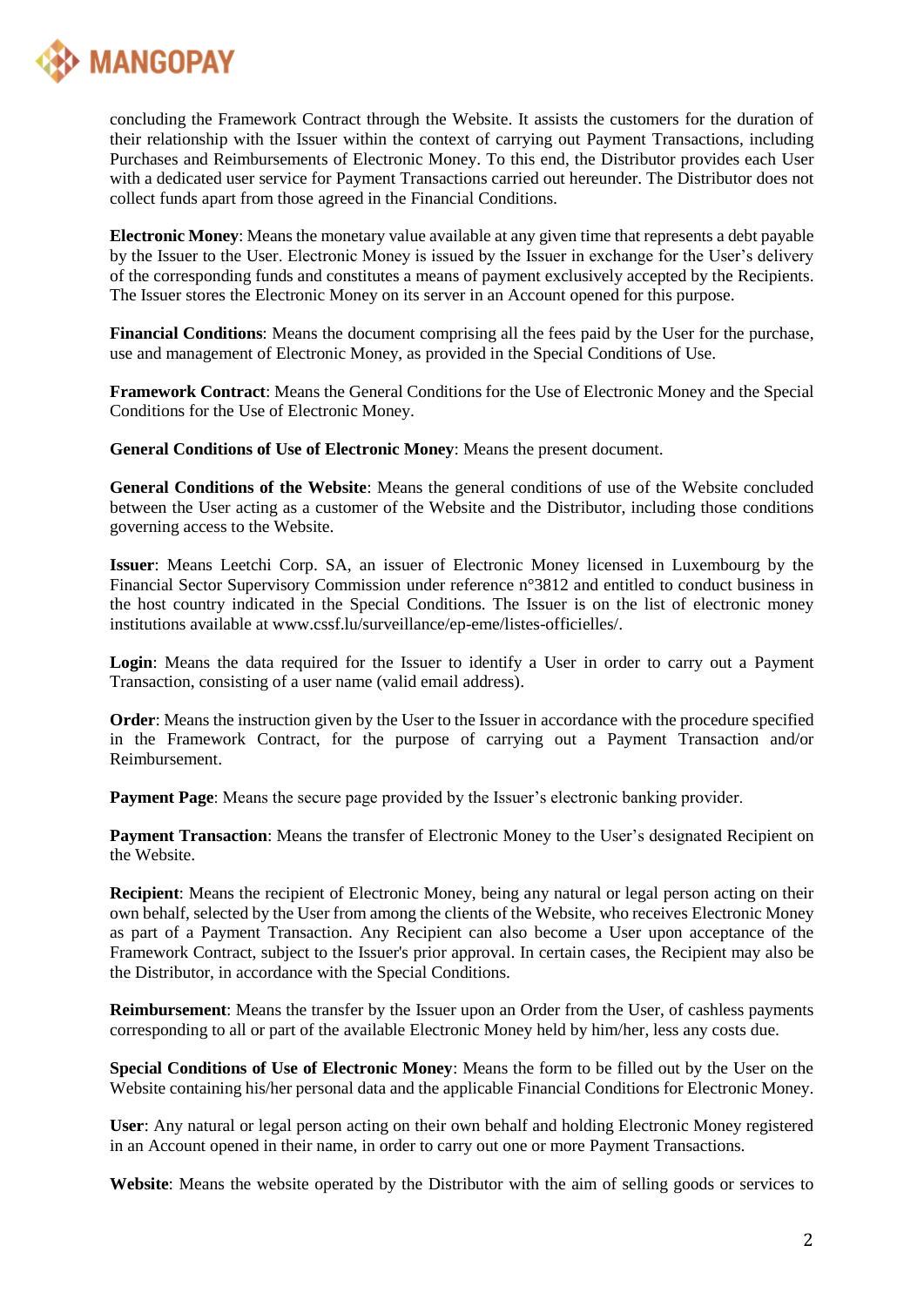concluding the Framework Contract through the Website. It assists the customers for the duration of their relationship with the Issuer within the context of carrying out Payment Transactions, including Purchases and Reimbursements of Electronic Money. To this end, the Distributor provides each User with a dedicated user service for Payment Transactions carried out hereunder. The Distributor does not collect funds apart from those agreed in the Financial Conditions.

**Electronic Money**: Means the monetary value available at any given time that represents a debt payable by the Issuer to the User. Electronic Money is issued by the Issuer in exchange for the User's delivery of the corresponding funds and constitutes a means of payment exclusively accepted by the Recipients. The Issuer stores the Electronic Money on its server in an Account opened for this purpose.

**Financial Conditions**: Means the document comprising all the fees paid by the User for the purchase, use and management of Electronic Money, as provided in the Special Conditions of Use.

**Framework Contract**: Means the General Conditions for the Use of Electronic Money and the Special Conditions for the Use of Electronic Money.

**General Conditions of Use of Electronic Money**: Means the present document.

**General Conditions of the Website**: Means the general conditions of use of the Website concluded between the User acting as a customer of the Website and the Distributor, including those conditions governing access to the Website.

**Issuer**: Means Leetchi Corp. SA, an issuer of Electronic Money licensed in Luxembourg by the Financial Sector Supervisory Commission under reference n°3812 and entitled to conduct business in the host country indicated in the Special Conditions. The Issuer is on the list of electronic money institutions available at www.cssf.lu/surveillance/ep-eme/listes-officielles/.

**Login**: Means the data required for the Issuer to identify a User in order to carry out a Payment Transaction, consisting of a user name (valid email address).

**Order**: Means the instruction given by the User to the Issuer in accordance with the procedure specified in the Framework Contract, for the purpose of carrying out a Payment Transaction and/or Reimbursement.

**Payment Page**: Means the secure page provided by the Issuer's electronic banking provider.

**Payment Transaction**: Means the transfer of Electronic Money to the User's designated Recipient on the Website.

**Recipient**: Means the recipient of Electronic Money, being any natural or legal person acting on their own behalf, selected by the User from among the clients of the Website, who receives Electronic Money as part of a Payment Transaction. Any Recipient can also become a User upon acceptance of the Framework Contract, subject to the Issuer's prior approval. In certain cases, the Recipient may also be the Distributor, in accordance with the Special Conditions.

**Reimbursement**: Means the transfer by the Issuer upon an Order from the User, of cashless payments corresponding to all or part of the available Electronic Money held by him/her, less any costs due.

**Special Conditions of Use of Electronic Money**: Means the form to be filled out by the User on the Website containing his/her personal data and the applicable Financial Conditions for Electronic Money.

**User**: Any natural or legal person acting on their own behalf and holding Electronic Money registered in an Account opened in their name, in order to carry out one or more Payment Transactions.

**Website**: Means the website operated by the Distributor with the aim of selling goods or services to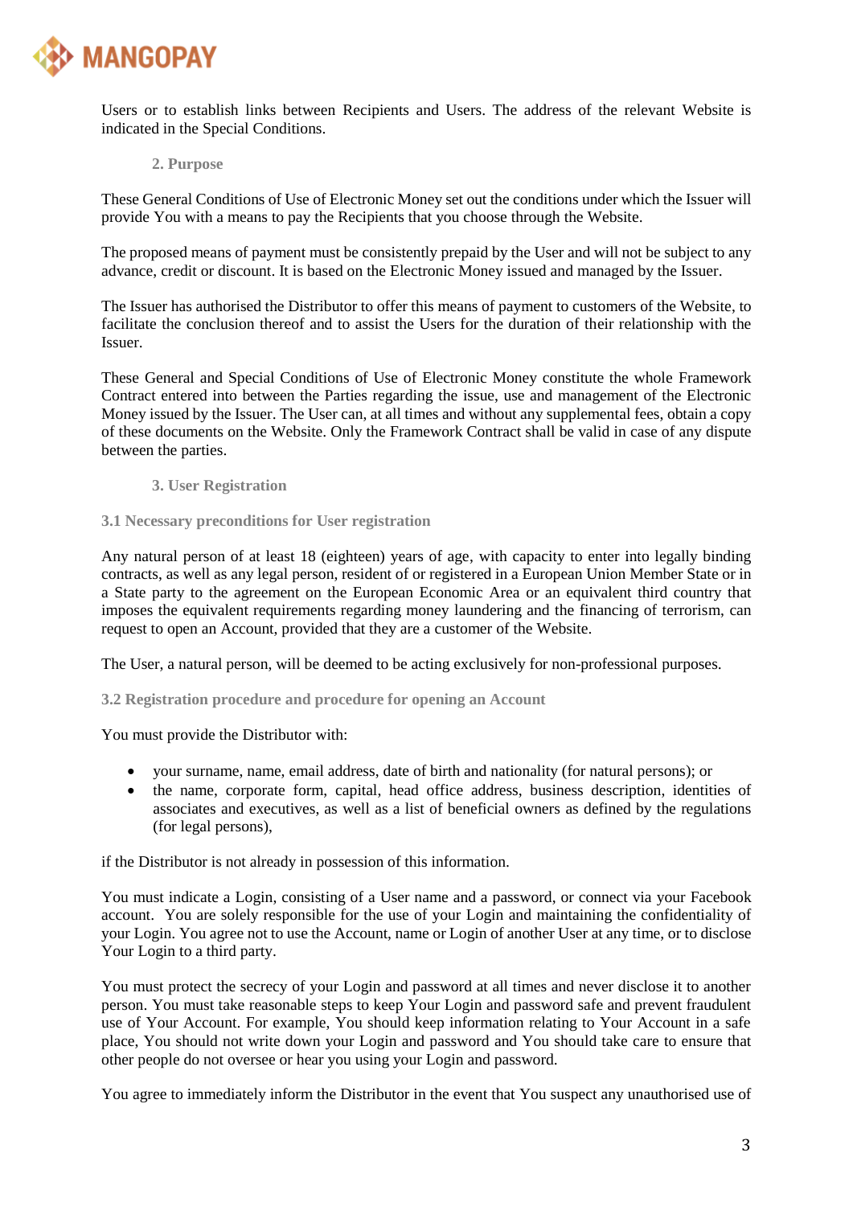Users or to establish links between Recipients and Users. The address of the relevant Website is indicated in the Special Conditions.

## 2. Purpose

These General Conditions of Use of Electronic Money set out the conditions under which the Issuer will provide You with a means to pay the Recipients that you choose through the Website.

The proposed means of payment must be consistently prepaid by the User and will not be subject to any advance, credit or discount. It is based on the Electronic Money issued and managed by the Issuer.

The Issuer has authorised the Distributor to offer this means of payment to customers of the Website, to facilitate the conclusion thereof and to assist the Users for the duration of their relationship with the Issuer.

These General and Special Conditions of Use of Electronic Money constitute the whole Framework Contract entered into between the Parties regarding the issue, use and management of the Electronic Money issued by the Issuer. The User can, at all times and without any supplemental fees, obtain a copy of these documents on the Website. Only the Framework Contract shall be valid in case of any dispute between the parties.

## 3. User Registration

### 3.1 Necessary preconditions for User registration

Any natural person of at least 18 (eighteen) years of age, with capacity to enter into legally binding contracts, as well as any legal person, resident of or registered in a European Union Member State or in a State party to the agreement on the European Economic Area or an equivalent third country that imposes the equivalent requirements regarding money laundering and the financing of terrorism, can request to open an Account, provided that they are a customer of the Website.

The User, a natural person, will be deemed to be acting exclusively for non-professional purposes.

### 3.2 Registration procedure and procedure for opening an Account

You must provide the Distributor with:

- your surname, name, email address, date of birth and nationality (for natural persons); or
- the name, corporate form, capital, head office address, business description, identities of associates and executives, as well as a list of beneficial owners as defined by the regulations (for legal persons),

if the Distributor is not already in possession of this information.

You must indicate a Login, consisting of a User name and a password, or connect via your Facebook account. You are solely responsible for the use of your Login and maintaining the confidentiality of your Login. You agree not to use the Account, name or Login of another User at any time, or to disclose Your Login to a third party.

You must protect the secrecy of your Login and password at all times and never disclose it to another person. You must take reasonable steps to keep Your Login and password safe and prevent fraudulent use of Your Account. For example, You should keep information relating to Your Account in a safe place, You should not write down your Login and password and You should take care to ensure that other people do not oversee or hear you using your Login and password.

You agree to immediately inform the Distributor in the event that You suspect any unauthorised use of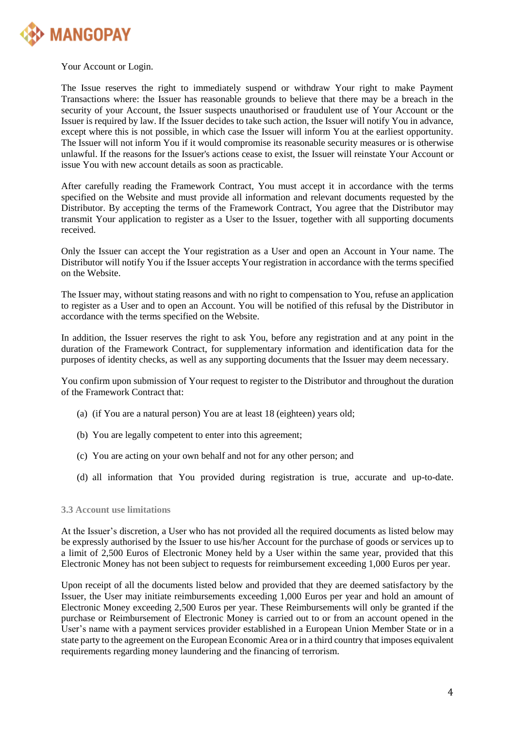Your Account or Login.

The Issue reserves the right to immediately suspend or withdraw Your right to make Payment Transactions where: the Issuer has reasonable grounds to believe that there may be a breach in the security of your Account, the Issuer suspects unauthorised or fraudulent use of Your Account or the Issuer is required by law. If the Issuer decides to take such action, the Issuer will notify You in advance, except where this is not possible, in which case the Issuer will inform You at the earliest opportunity. The Issuer will not inform You if it would compromise its reasonable security measures or is otherwise unlawful. If the reasons for the Issuer's actions cease to exist, the Issuer will reinstate Your Account or issue You with new account details as soon as practicable.

After carefully reading the Framework Contract, You must accept it in accordance with the terms specified on the Website and must provide all information and relevant documents requested by the Distributor. By accepting the terms of the Framework Contract, You agree that the Distributor may transmit Your application to register as a User to the Issuer, together with all supporting documents received.

Only the Issuer can accept the Your registration as a User and open an Account in Your name. The Distributor will notify You if the Issuer accepts Your registration in accordance with the terms specified on the Website.

The Issuer may, without stating reasons and with no right to compensation to You, refuse an application to register as a User and to open an Account. You will be notified of this refusal by the Distributor in accordance with the terms specified on the Website.

In addition, the Issuer reserves the right to ask You, before any registration and at any point in the duration of the Framework Contract, for supplementary information and identification data for the purposes of identity checks, as well as any supporting documents that the Issuer may deem necessary.

You confirm upon submission of Your request to register to the Distributor and throughout the duration of the Framework Contract that:

(a) (if You are a natural person) You are at least 18 (eighteen) years old;

(b) You are legally competent to enter into this agreement;

(c) You are acting on your own behalf and not for any other person; and

(d) all information that You provided during registration is true, accurate and up-to-date.

### 3.3 Account use limitations

At the Issuer's discretion, a User who has not provided all the required documents as listed below may be expressly authorised by the Issuer to use his/her Account for the purchase of goods or services up to a limit of 2,500 Euros of Electronic Money held by a User within the same year, provided that this Electronic Money has not been subject to requests for reimbursement exceeding 1,000 Euros per year.

Upon receipt of all the documents listed below and provided that they are deemed satisfactory by the Issuer, the User may initiate reimbursements exceeding 1,000 Euros per year and hold an amount of Electronic Money exceeding 2,500 Euros per year. These Reimbursements will only be granted if the purchase or Reimbursement of Electronic Money is carried out to or from an account opened in the User's name with a payment services provider established in a European Union Member State or in a state party to the agreement on the European Economic Area or in a third country that imposes equivalent requirements regarding money laundering and the financing of terrorism.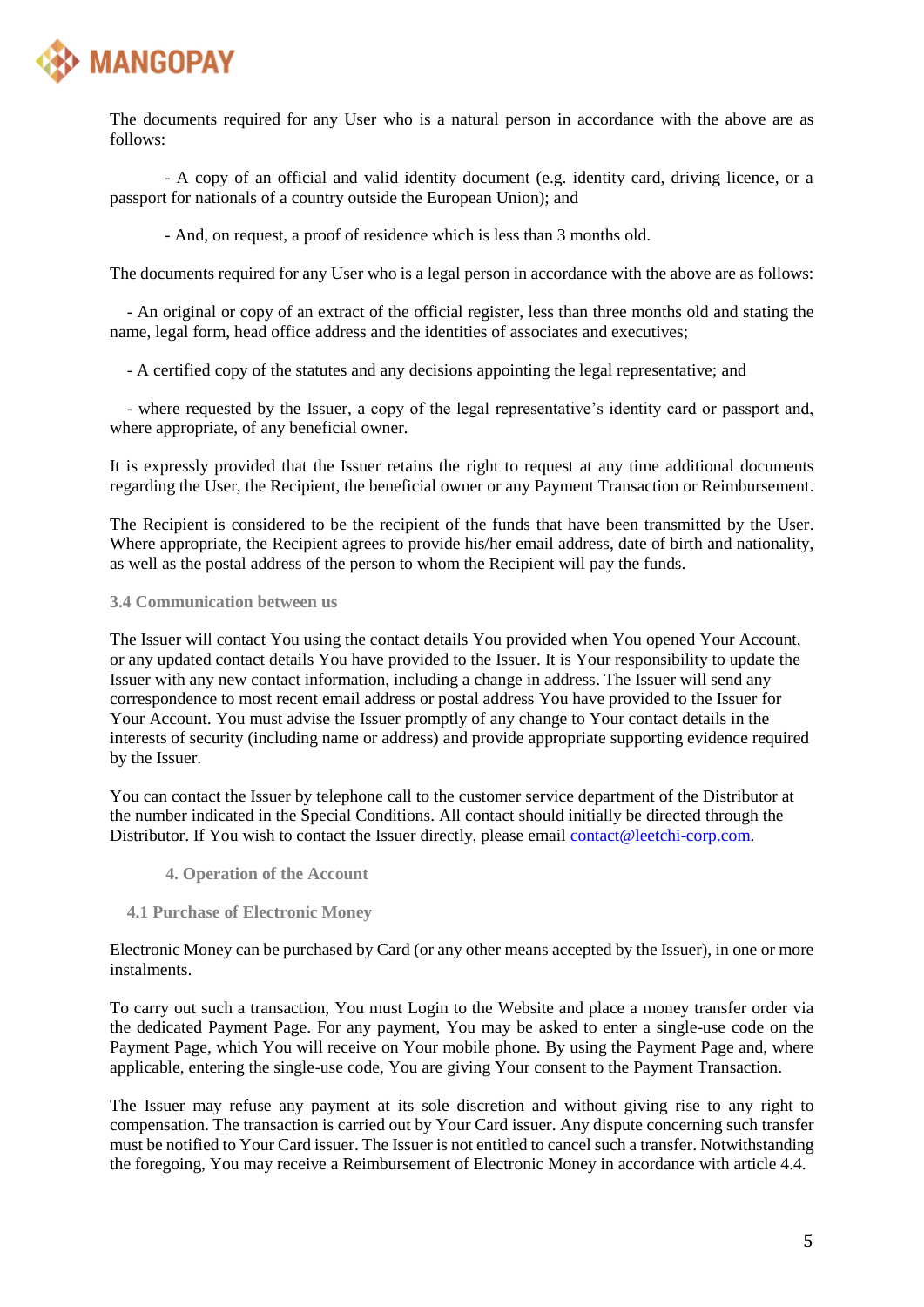The documents required for any User who is a natural person in accordance with the above are as follows:

- A copy of an official and valid identity document (e.g. identity card, driving licence, or a passport for nationals of a country outside the European Union); and

- And, on request, a proof of residence which is less than 3 months old.

The documents required for any User who is a legal person in accordance with the above are as follows:

- An original or copy of an extract of the official register, less than three months old and stating the name, legal form, head office address and the identities of associates and executives;

- A certified copy of the statutes and any decisions appointing the legal representative; and

- where requested by the Issuer, a copy of the legal representative's identity card or passport and, where appropriate, of any beneficial owner.

It is expressly provided that the Issuer retains the right to request at any time additional documents regarding the User, the Recipient, the beneficial owner or any Payment Transaction or Reimbursement.

The Recipient is considered to be the recipient of the funds that have been transmitted by the User. Where appropriate, the Recipient agrees to provide his/her email address, date of birth and nationality, as well as the postal address of the person to whom the Recipient will pay the funds.

### 3.4 Communication between us

The Issuer will contact You using the contact details You provided when You opened Your Account, or any updated contact details You have provided to the Issuer. It is Your responsibility to update the Issuer with any new contact information, including a change in address. The Issuer will send any correspondence to most recent email address or postal address You have provided to the Issuer for Your Account. You must advise the Issuer promptly of any change to Your contact details in the interests of security (including name or address) and provide appropriate supporting evidence required by the Issuer.

You can contact the Issuer by telephone call to the customer service department of the Distributor at the number indicated in the Special Conditions. All contact should initially be directed through the Distributor. If You wish to contact the Issuer directly, please email contact@leetchi-corp.com.

## 4. Operation of the Account

### 4.1 Purchase of Electronic Money

Electronic Money can be purchased by Card (or any other means accepted by the Issuer), in one or more instalments.

To carry out such a transaction, You must Login to the Website and place a money transfer order via the dedicated Payment Page. For any payment, You may be asked to enter a single-use code on the Payment Page, which You will receive on Your mobile phone. By using the Payment Page and, where applicable, entering the single-use code, You are giving Your consent to the Payment Transaction.

The Issuer may refuse any payment at its sole discretion and without giving rise to any right to compensation. The transaction is carried out by Your Card issuer. Any dispute concerning such transfer must be notified to Your Card issuer. The Issuer is not entitled to cancel such a transfer. Notwithstanding the foregoing, You may receive a Reimbursement of Electronic Money in accordance with article 4.4.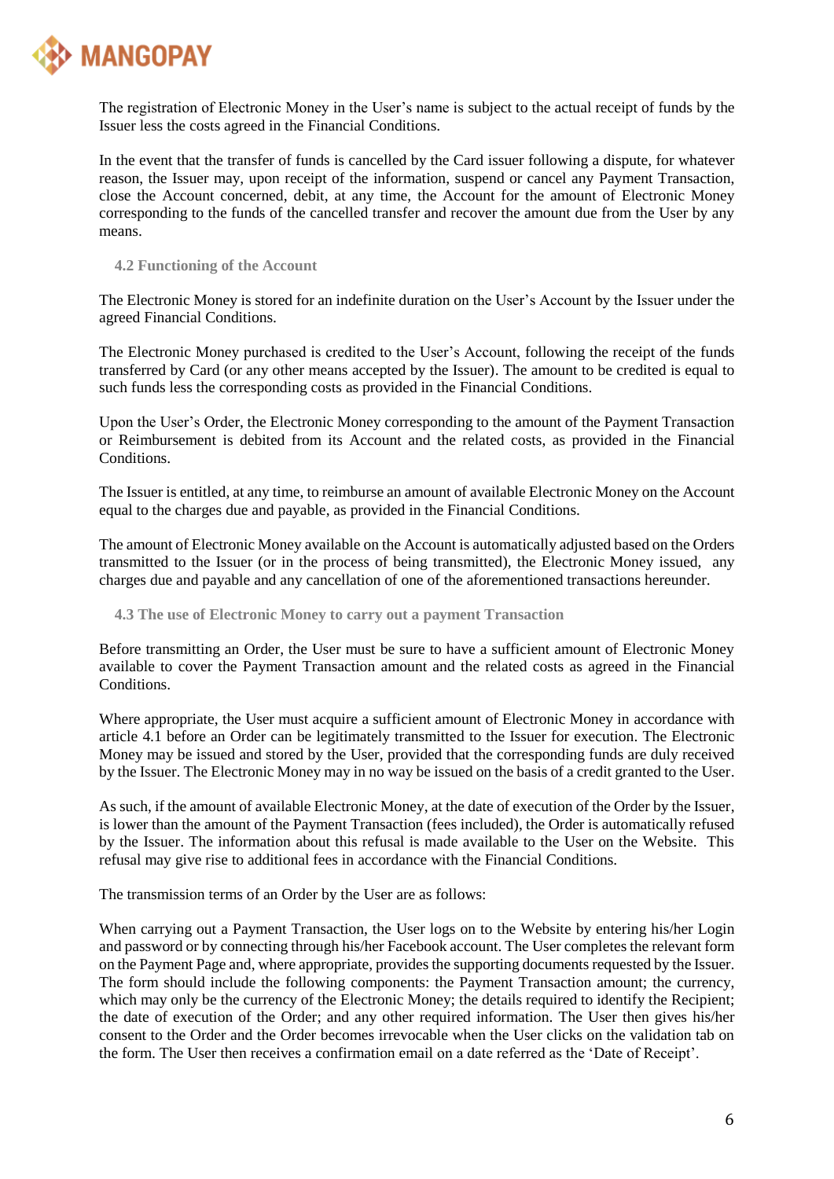The registration of Electronic Money in the User's name is subject to the actual receipt of funds by the Issuer less the costs agreed in the Financial Conditions.

In the event that the transfer of funds is cancelled by the Card issuer following a dispute, for whatever reason, the Issuer may, upon receipt of the information, suspend or cancel any Payment Transaction, close the Account concerned, debit, at any time, the Account for the amount of Electronic Money corresponding to the funds of the cancelled transfer and recover the amount due from the User by any means.

### 4.2 Functioning of the Account

The Electronic Money is stored for an indefinite duration on the User's Account by the Issuer under the agreed Financial Conditions.

The Electronic Money purchased is credited to the User's Account, following the receipt of the funds transferred by Card (or any other means accepted by the Issuer). The amount to be credited is equal to such funds less the corresponding costs as provided in the Financial Conditions.

Upon the User's Order, the Electronic Money corresponding to the amount of the Payment Transaction or Reimbursement is debited from its Account and the related costs, as provided in the Financial Conditions.

The Issuer is entitled, at any time, to reimburse an amount of available Electronic Money on the Account equal to the charges due and payable, as provided in the Financial Conditions.

The amount of Electronic Money available on the Account is automatically adjusted based on the Orders transmitted to the Issuer (or in the process of being transmitted), the Electronic Money issued, any charges due and payable and any cancellation of one of the aforementioned transactions hereunder.

### 4.3 The use of Electronic Money to carry out a payment Transaction

Before transmitting an Order, the User must be sure to have a sufficient amount of Electronic Money available to cover the Payment Transaction amount and the related costs as agreed in the Financial Conditions.

Where appropriate, the User must acquire a sufficient amount of Electronic Money in accordance with article 4.1 before an Order can be legitimately transmitted to the Issuer for execution. The Electronic Money may be issued and stored by the User, provided that the corresponding funds are duly received by the Issuer. The Electronic Money may in no way be issued on the basis of a credit granted to the User.

As such, if the amount of available Electronic Money, at the date of execution of the Order by the Issuer, is lower than the amount of the Payment Transaction (fees included), the Order is automatically refused by the Issuer. The information about this refusal is made available to the User on the Website. This refusal may give rise to additional fees in accordance with the Financial Conditions.

The transmission terms of an Order by the User are as follows:

When carrying out a Payment Transaction, the User logs on to the Website by entering his/her Login and password or by connecting through his/her Facebook account. The User completes the relevant form on the Payment Page and, where appropriate, provides the supporting documents requested by the Issuer. The form should include the following components: the Payment Transaction amount; the currency, which may only be the currency of the Electronic Money; the details required to identify the Recipient; the date of execution of the Order; and any other required information. The User then gives his/her consent to the Order and the Order becomes irrevocable when the User clicks on the validation tab on the form. The User then receives a confirmation email on a date referred as the 'Date of Receipt'.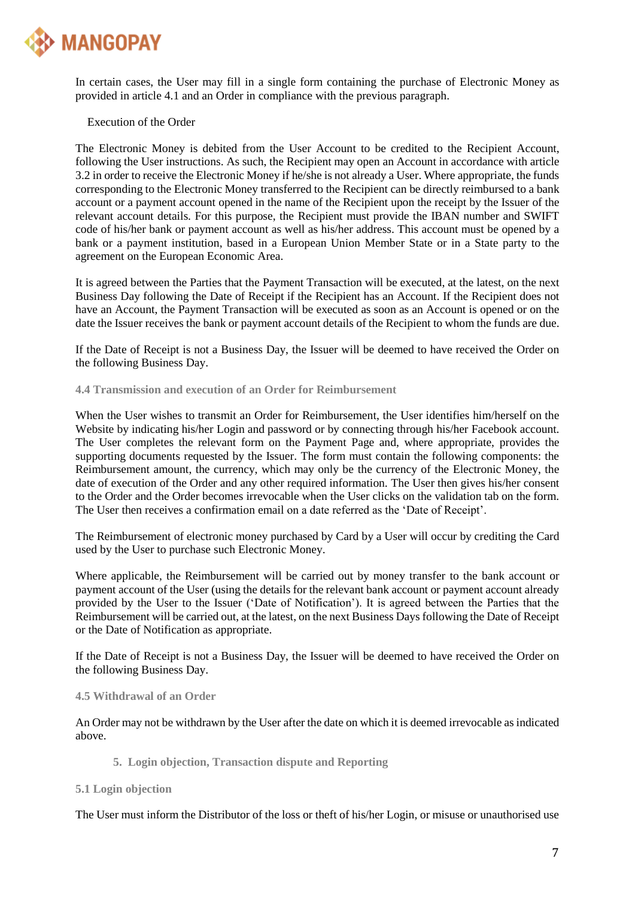In certain cases, the User may fill in a single form containing the purchase of Electronic Money as provided in article 4.1 and an Order in compliance with the previous paragraph.

Execution of the Order

The Electronic Money is debited from the User Account to be credited to the Recipient Account, following the User instructions. As such, the Recipient may open an Account in accordance with article 3.2 in order to receive the Electronic Money if he/she is not already a User. Where appropriate, the funds corresponding to the Electronic Money transferred to the Recipient can be directly reimbursed to a bank account or a payment account opened in the name of the Recipient upon the receipt by the Issuer of the relevant account details. For this purpose, the Recipient must provide the IBAN number and SWIFT code of his/her bank or payment account as well as his/her address. This account must be opened by a bank or a payment institution, based in a European Union Member State or in a State party to the agreement on the European Economic Area.

It is agreed between the Parties that the Payment Transaction will be executed, at the latest, on the next Business Day following the Date of Receipt if the Recipient has an Account. If the Recipient does not have an Account, the Payment Transaction will be executed as soon as an Account is opened or on the date the Issuer receives the bank or payment account details of the Recipient to whom the funds are due.

If the Date of Receipt is not a Business Day, the Issuer will be deemed to have received the Order on the following Business Day.

### 4.4 Transmission and execution of an Order for Reimbursement

When the User wishes to transmit an Order for Reimbursement, the User identifies him/herself on the Website by indicating his/her Login and password or by connecting through his/her Facebook account. The User completes the relevant form on the Payment Page and, where appropriate, provides the supporting documents requested by the Issuer. The form must contain the following components: the Reimbursement amount, the currency, which may only be the currency of the Electronic Money, the date of execution of the Order and any other required information. The User then gives his/her consent to the Order and the Order becomes irrevocable when the User clicks on the validation tab on the form. The User then receives a confirmation email on a date referred as the 'Date of Receipt'.

The Reimbursement of electronic money purchased by Card by a User will occur by crediting the Card used by the User to purchase such Electronic Money.

Where applicable, the Reimbursement will be carried out by money transfer to the bank account or payment account of the User (using the details for the relevant bank account or payment account already provided by the User to the Issuer ('Date of Notification'). It is agreed between the Parties that the Reimbursement will be carried out, at the latest, on the next Business Days following the Date of Receipt or the Date of Notification as appropriate.

If the Date of Receipt is not a Business Day, the Issuer will be deemed to have received the Order on the following Business Day.

### 4.5 Withdrawal of an Order

An Order may not be withdrawn by the User after the date on which it is deemed irrevocable as indicated above.

## 5. Login objection, Transaction dispute and Reporting

### 5.1 Login objection

The User must inform the Distributor of the loss or theft of his/her Login, or misuse or unauthorised use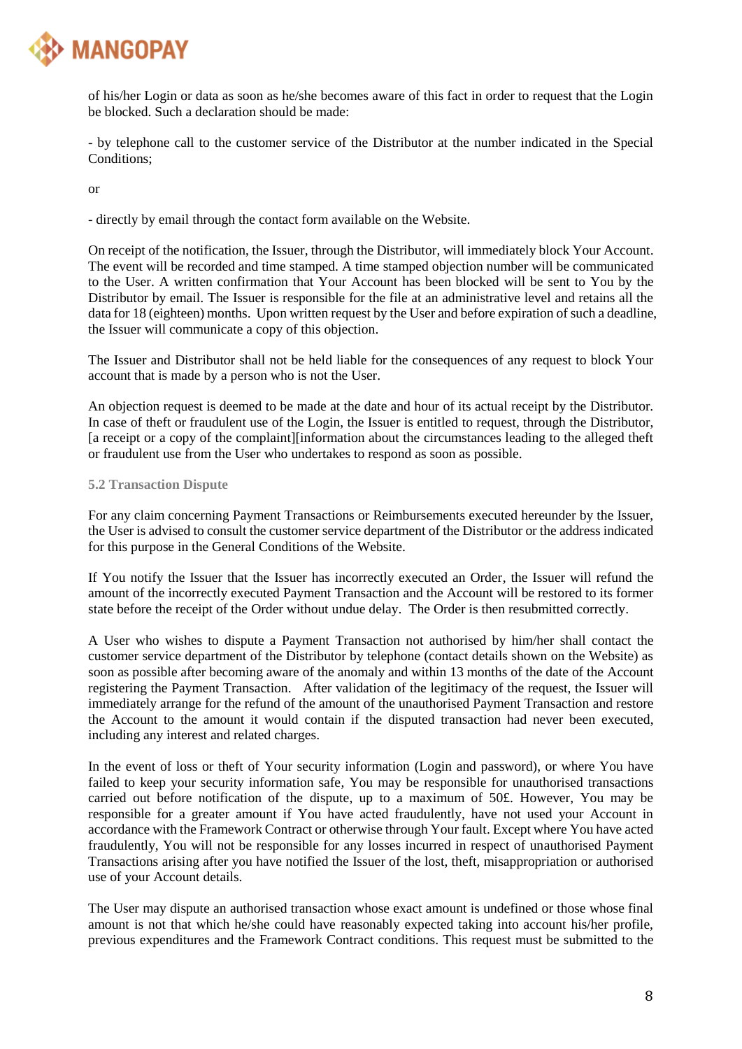of his/her Login or data as soon as he/she becomes aware of this fact in order to request that the Login be blocked. Such a declaration should be made:

- by telephone call to the customer service of the Distributor at the number indicated in the Special Conditions;

or

- directly by email through the contact form available on the Website.

On receipt of the notification, the Issuer, through the Distributor, will immediately block Your Account. The event will be recorded and time stamped. A time stamped objection number will be communicated to the User. A written confirmation that Your Account has been blocked will be sent to You by the Distributor by email. The Issuer is responsible for the file at an administrative level and retains all the data for 18 (eighteen) months. Upon written request by the User and before expiration of such a deadline, the Issuer will communicate a copy of this objection.

The Issuer and Distributor shall not be held liable for the consequences of any request to block Your account that is made by a person who is not the User.

An objection request is deemed to be made at the date and hour of its actual receipt by the Distributor. In case of theft or fraudulent use of the Login, the Issuer is entitled to request, through the Distributor, [a receipt or a copy of the complaint][information about the circumstances leading to the alleged theft or fraudulent use from the User who undertakes to respond as soon as possible.

### 5.2 Transaction Dispute

For any claim concerning Payment Transactions or Reimbursements executed hereunder by the Issuer, the User is advised to consult the customer service department of the Distributor or the address indicated for this purpose in the General Conditions of the Website.

If You notify the Issuer that the Issuer has incorrectly executed an Order, the Issuer will refund the amount of the incorrectly executed Payment Transaction and the Account will be restored to its former state before the receipt of the Order without undue delay. The Order is then resubmitted correctly.

A User who wishes to dispute a Payment Transaction not authorised by him/her shall contact the customer service department of the Distributor by telephone (contact details shown on the Website) as soon as possible after becoming aware of the anomaly and within 13 months of the date of the Account registering the Payment Transaction. After validation of the legitimacy of the request, the Issuer will immediately arrange for the refund of the amount of the unauthorised Payment Transaction and restore the Account to the amount it would contain if the disputed transaction had never been executed, including any interest and related charges.

In the event of loss or theft of Your security information (Login and password), or where You have failed to keep your security information safe, You may be responsible for unauthorised transactions carried out before notification of the dispute, up to a maximum of 50£. However, You may be responsible for a greater amount if You have acted fraudulently, have not used your Account in accordance with the Framework Contract or otherwise through Your fault. Except where You have acted fraudulently, You will not be responsible for any losses incurred in respect of unauthorised Payment Transactions arising after you have notified the Issuer of the lost, theft, misappropriation or authorised use of your Account details.

The User may dispute an authorised transaction whose exact amount is undefined or those whose final amount is not that which he/she could have reasonably expected taking into account his/her profile, previous expenditures and the Framework Contract conditions. This request must be submitted to the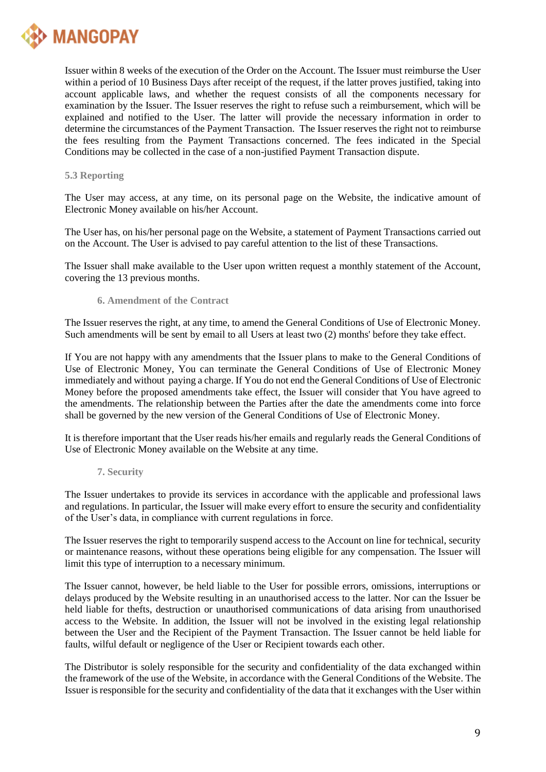Issuer within 8 weeks of the execution of the Order on the Account. The Issuer must reimburse the User within a period of 10 Business Days after receipt of the request, if the latter proves justified, taking into account applicable laws, and whether the request consists of all the components necessary for examination by the Issuer. The Issuer reserves the right to refuse such a reimbursement, which will be explained and notified to the User. The latter will provide the necessary information in order to determine the circumstances of the Payment Transaction. The Issuer reserves the right not to reimburse the fees resulting from the Payment Transactions concerned. The fees indicated in the Special Conditions may be collected in the case of a non-justified Payment Transaction dispute.

### 5.3 Reporting

The User may access, at any time, on its personal page on the Website, the indicative amount of Electronic Money available on his/her Account.

The User has, on his/her personal page on the Website, a statement of Payment Transactions carried out on the Account. The User is advised to pay careful attention to the list of these Transactions.

The Issuer shall make available to the User upon written request a monthly statement of the Account, covering the 13 previous months.

## 6. Amendment of the Contract

The Issuer reserves the right, at any time, to amend the General Conditions of Use of Electronic Money. Such amendments will be sent by email to all Users at least two (2) months' before they take effect.

If You are not happy with any amendments that the Issuer plans to make to the General Conditions of Use of Electronic Money, You can terminate the General Conditions of Use of Electronic Money immediately and without paying a charge. If You do not end the General Conditions of Use of Electronic Money before the proposed amendments take effect, the Issuer will consider that You have agreed to the amendments. The relationship between the Parties after the date the amendments come into force shall be governed by the new version of the General Conditions of Use of Electronic Money.

It is therefore important that the User reads his/her emails and regularly reads the General Conditions of Use of Electronic Money available on the Website at any time.

## 7. Security

The Issuer undertakes to provide its services in accordance with the applicable and professional laws and regulations. In particular, the Issuer will make every effort to ensure the security and confidentiality of the User's data, in compliance with current regulations in force.

The Issuer reserves the right to temporarily suspend access to the Account on line for technical, security or maintenance reasons, without these operations being eligible for any compensation. The Issuer will limit this type of interruption to a necessary minimum.

The Issuer cannot, however, be held liable to the User for possible errors, omissions, interruptions or delays produced by the Website resulting in an unauthorised access to the latter. Nor can the Issuer be held liable for thefts, destruction or unauthorised communications of data arising from unauthorised access to the Website. In addition, the Issuer will not be involved in the existing legal relationship between the User and the Recipient of the Payment Transaction. The Issuer cannot be held liable for faults, wilful default or negligence of the User or Recipient towards each other.

The Distributor is solely responsible for the security and confidentiality of the data exchanged within the framework of the use of the Website, in accordance with the General Conditions of the Website. The Issuer is responsible for the security and confidentiality of the data that it exchanges with the User within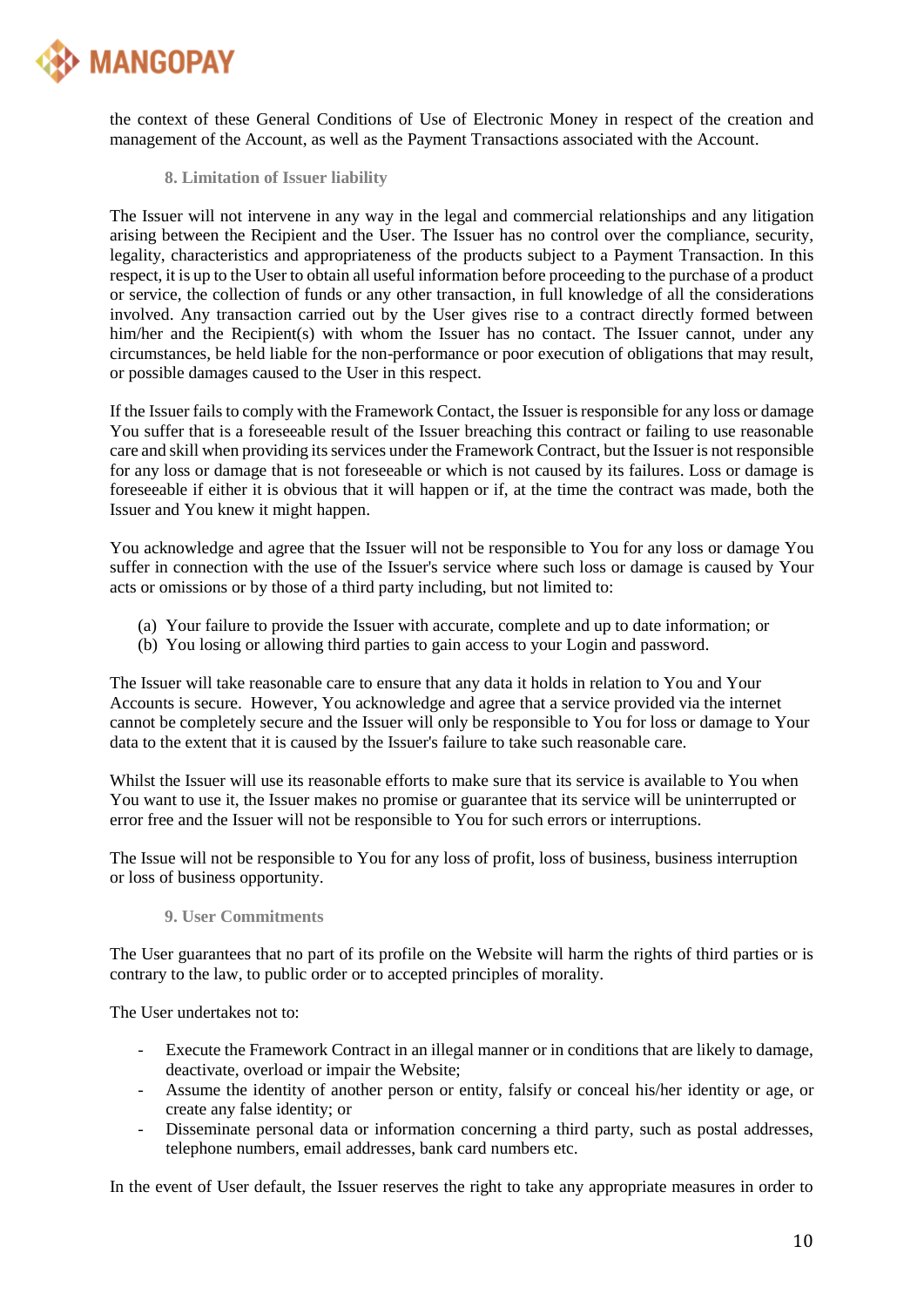the context of these General Conditions of Use of Electronic Money in respect of the creation and management of the Account, as well as the Payment Transactions associated with the Account.

## 8. Limitation of Issuer liability

The Issuer will not intervene in any way in the legal and commercial relationships and any litigation arising between the Recipient and the User. The Issuer has no control over the compliance, security, legality, characteristics and appropriateness of the products subject to a Payment Transaction. In this respect, it is up to the User to obtain all useful information before proceeding to the purchase of a product or service, the collection of funds or any other transaction, in full knowledge of all the considerations involved. Any transaction carried out by the User gives rise to a contract directly formed between him/her and the Recipient(s) with whom the Issuer has no contact. The Issuer cannot, under any circumstances, be held liable for the non-performance or poor execution of obligations that may result, or possible damages caused to the User in this respect.

If the Issuer fails to comply with the Framework Contact, the Issuer is responsible for any loss or damage You suffer that is a foreseeable result of the Issuer breaching this contract or failing to use reasonable care and skill when providing its services under the Framework Contract, but the Issuer is not responsible for any loss or damage that is not foreseeable or which is not caused by its failures. Loss or damage is foreseeable if either it is obvious that it will happen or if, at the time the contract was made, both the Issuer and You knew it might happen.

You acknowledge and agree that the Issuer will not be responsible to You for any loss or damage You suffer in connection with the use of the Issuer's service where such loss or damage is caused by Your acts or omissions or by those of a third party including, but not limited to:

(a) Your failure to provide the Issuer with accurate, complete and up to date information; or
(b) You losing or allowing third parties to gain access to your Login and password.

The Issuer will take reasonable care to ensure that any data it holds in relation to You and Your Accounts is secure. However, You acknowledge and agree that a service provided via the internet cannot be completely secure and the Issuer will only be responsible to You for loss or damage to Your data to the extent that it is caused by the Issuer's failure to take such reasonable care.

Whilst the Issuer will use its reasonable efforts to make sure that its service is available to You when You want to use it, the Issuer makes no promise or guarantee that its service will be uninterrupted or error free and the Issuer will not be responsible to You for such errors or interruptions.

The Issue will not be responsible to You for any loss of profit, loss of business, business interruption or loss of business opportunity.

## 9. User Commitments

The User guarantees that no part of its profile on the Website will harm the rights of third parties or is contrary to the law, to public order or to accepted principles of morality.

The User undertakes not to:

- Execute the Framework Contract in an illegal manner or in conditions that are likely to damage, deactivate, overload or impair the Website;
- Assume the identity of another person or entity, falsify or conceal his/her identity or age, or create any false identity; or
- Disseminate personal data or information concerning a third party, such as postal addresses, telephone numbers, email addresses, bank card numbers etc.

In the event of User default, the Issuer reserves the right to take any appropriate measures in order to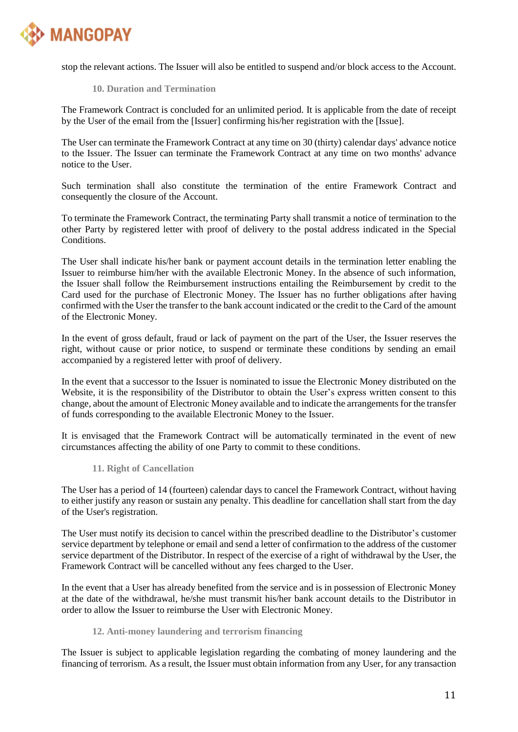stop the relevant actions. The Issuer will also be entitled to suspend and/or block access to the Account.

### 10. Duration and Termination

The Framework Contract is concluded for an unlimited period. It is applicable from the date of receipt by the User of the email from the [Issuer] confirming his/her registration with the [Issue].

The User can terminate the Framework Contract at any time on 30 (thirty) calendar days' advance notice to the Issuer. The Issuer can terminate the Framework Contract at any time on two months' advance notice to the User.

Such termination shall also constitute the termination of the entire Framework Contract and consequently the closure of the Account.

To terminate the Framework Contract, the terminating Party shall transmit a notice of termination to the other Party by registered letter with proof of delivery to the postal address indicated in the Special Conditions.

The User shall indicate his/her bank or payment account details in the termination letter enabling the Issuer to reimburse him/her with the available Electronic Money. In the absence of such information, the Issuer shall follow the Reimbursement instructions entailing the Reimbursement by credit to the Card used for the purchase of Electronic Money. The Issuer has no further obligations after having confirmed with the User the transfer to the bank account indicated or the credit to the Card of the amount of the Electronic Money.

In the event of gross default, fraud or lack of payment on the part of the User, the Issuer reserves the right, without cause or prior notice, to suspend or terminate these conditions by sending an email accompanied by a registered letter with proof of delivery.

In the event that a successor to the Issuer is nominated to issue the Electronic Money distributed on the Website, it is the responsibility of the Distributor to obtain the User's express written consent to this change, about the amount of Electronic Money available and to indicate the arrangements for the transfer of funds corresponding to the available Electronic Money to the Issuer.

It is envisaged that the Framework Contract will be automatically terminated in the event of new circumstances affecting the ability of one Party to commit to these conditions.

### 11. Right of Cancellation

The User has a period of 14 (fourteen) calendar days to cancel the Framework Contract, without having to either justify any reason or sustain any penalty. This deadline for cancellation shall start from the day of the User's registration.

The User must notify its decision to cancel within the prescribed deadline to the Distributor's customer service department by telephone or email and send a letter of confirmation to the address of the customer service department of the Distributor. In respect of the exercise of a right of withdrawal by the User, the Framework Contract will be cancelled without any fees charged to the User.

In the event that a User has already benefited from the service and is in possession of Electronic Money at the date of the withdrawal, he/she must transmit his/her bank account details to the Distributor in order to allow the Issuer to reimburse the User with Electronic Money.

### 12. Anti-money laundering and terrorism financing

The Issuer is subject to applicable legislation regarding the combating of money laundering and the financing of terrorism. As a result, the Issuer must obtain information from any User, for any transaction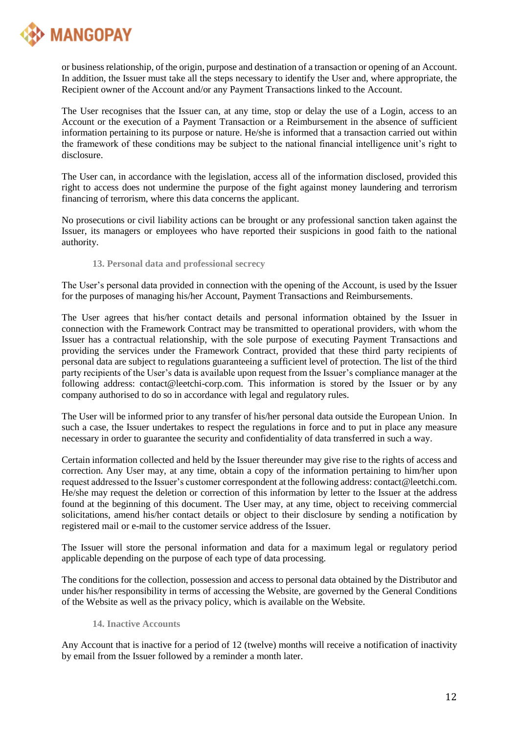or business relationship, of the origin, purpose and destination of a transaction or opening of an Account. In addition, the Issuer must take all the steps necessary to identify the User and, where appropriate, the Recipient owner of the Account and/or any Payment Transactions linked to the Account.

The User recognises that the Issuer can, at any time, stop or delay the use of a Login, access to an Account or the execution of a Payment Transaction or a Reimbursement in the absence of sufficient information pertaining to its purpose or nature. He/she is informed that a transaction carried out within the framework of these conditions may be subject to the national financial intelligence unit's right to disclosure.

The User can, in accordance with the legislation, access all of the information disclosed, provided this right to access does not undermine the purpose of the fight against money laundering and terrorism financing of terrorism, where this data concerns the applicant.

No prosecutions or civil liability actions can be brought or any professional sanction taken against the Issuer, its managers or employees who have reported their suspicions in good faith to the national authority.

### 13. Personal data and professional secrecy

The User's personal data provided in connection with the opening of the Account, is used by the Issuer for the purposes of managing his/her Account, Payment Transactions and Reimbursements.

The User agrees that his/her contact details and personal information obtained by the Issuer in connection with the Framework Contract may be transmitted to operational providers, with whom the Issuer has a contractual relationship, with the sole purpose of executing Payment Transactions and providing the services under the Framework Contract, provided that these third party recipients of personal data are subject to regulations guaranteeing a sufficient level of protection. The list of the third party recipients of the User's data is available upon request from the Issuer's compliance manager at the following address: contact@leetchi-corp.com. This information is stored by the Issuer or by any company authorised to do so in accordance with legal and regulatory rules.

The User will be informed prior to any transfer of his/her personal data outside the European Union. In such a case, the Issuer undertakes to respect the regulations in force and to put in place any measure necessary in order to guarantee the security and confidentiality of data transferred in such a way.

Certain information collected and held by the Issuer thereunder may give rise to the rights of access and correction. Any User may, at any time, obtain a copy of the information pertaining to him/her upon request addressed to the Issuer's customer correspondent at the following address: contact@leetchi.com. He/she may request the deletion or correction of this information by letter to the Issuer at the address found at the beginning of this document. The User may, at any time, object to receiving commercial solicitations, amend his/her contact details or object to their disclosure by sending a notification by registered mail or e-mail to the customer service address of the Issuer.

The Issuer will store the personal information and data for a maximum legal or regulatory period applicable depending on the purpose of each type of data processing.

The conditions for the collection, possession and access to personal data obtained by the Distributor and under his/her responsibility in terms of accessing the Website, are governed by the General Conditions of the Website as well as the privacy policy, which is available on the Website.

### 14. Inactive Accounts

Any Account that is inactive for a period of 12 (twelve) months will receive a notification of inactivity by email from the Issuer followed by a reminder a month later.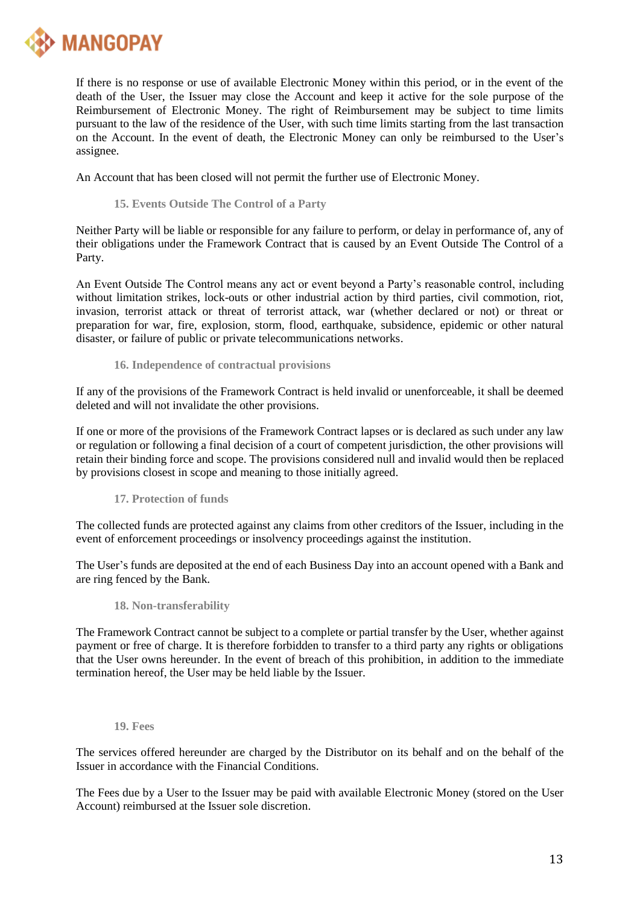If there is no response or use of available Electronic Money within this period, or in the event of the death of the User, the Issuer may close the Account and keep it active for the sole purpose of the Reimbursement of Electronic Money. The right of Reimbursement may be subject to time limits pursuant to the law of the residence of the User, with such time limits starting from the last transaction on the Account. In the event of death, the Electronic Money can only be reimbursed to the User's assignee.

An Account that has been closed will not permit the further use of Electronic Money.

### 15. Events Outside The Control of a Party

Neither Party will be liable or responsible for any failure to perform, or delay in performance of, any of their obligations under the Framework Contract that is caused by an Event Outside The Control of a Party.

An Event Outside The Control means any act or event beyond a Party's reasonable control, including without limitation strikes, lock-outs or other industrial action by third parties, civil commotion, riot, invasion, terrorist attack or threat of terrorist attack, war (whether declared or not) or threat or preparation for war, fire, explosion, storm, flood, earthquake, subsidence, epidemic or other natural disaster, or failure of public or private telecommunications networks.

### 16. Independence of contractual provisions

If any of the provisions of the Framework Contract is held invalid or unenforceable, it shall be deemed deleted and will not invalidate the other provisions.

If one or more of the provisions of the Framework Contract lapses or is declared as such under any law or regulation or following a final decision of a court of competent jurisdiction, the other provisions will retain their binding force and scope. The provisions considered null and invalid would then be replaced by provisions closest in scope and meaning to those initially agreed.

### 17. Protection of funds

The collected funds are protected against any claims from other creditors of the Issuer, including in the event of enforcement proceedings or insolvency proceedings against the institution.

The User's funds are deposited at the end of each Business Day into an account opened with a Bank and are ring fenced by the Bank.

### 18. Non-transferability

The Framework Contract cannot be subject to a complete or partial transfer by the User, whether against payment or free of charge. It is therefore forbidden to transfer to a third party any rights or obligations that the User owns hereunder. In the event of breach of this prohibition, in addition to the immediate termination hereof, the User may be held liable by the Issuer.

### 19. Fees

The services offered hereunder are charged by the Distributor on its behalf and on the behalf of the Issuer in accordance with the Financial Conditions.

The Fees due by a User to the Issuer may be paid with available Electronic Money (stored on the User Account) reimbursed at the Issuer sole discretion.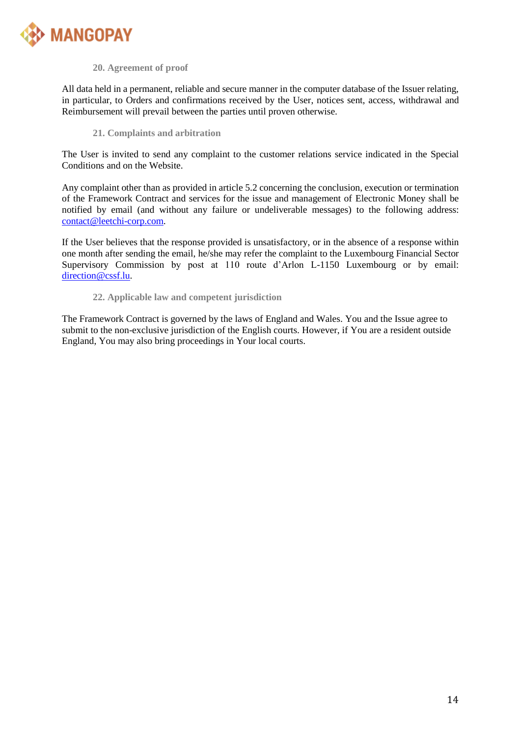### 20. Agreement of proof

All data held in a permanent, reliable and secure manner in the computer database of the Issuer relating, in particular, to Orders and confirmations received by the User, notices sent, access, withdrawal and Reimbursement will prevail between the parties until proven otherwise.

### 21. Complaints and arbitration

The User is invited to send any complaint to the customer relations service indicated in the Special Conditions and on the Website.

Any complaint other than as provided in article 5.2 concerning the conclusion, execution or termination of the Framework Contract and services for the issue and management of Electronic Money shall be notified by email (and without any failure or undeliverable messages) to the following address: contact@leetchi-corp.com.

If the User believes that the response provided is unsatisfactory, or in the absence of a response within one month after sending the email, he/she may refer the complaint to the Luxembourg Financial Sector Supervisory Commission by post at 110 route d'Arlon L-1150 Luxembourg or by email: direction@cssf.lu.

### 22. Applicable law and competent jurisdiction

The Framework Contract is governed by the laws of England and Wales. You and the Issue agree to submit to the non-exclusive jurisdiction of the English courts. However, if You are a resident outside England, You may also bring proceedings in Your local courts.